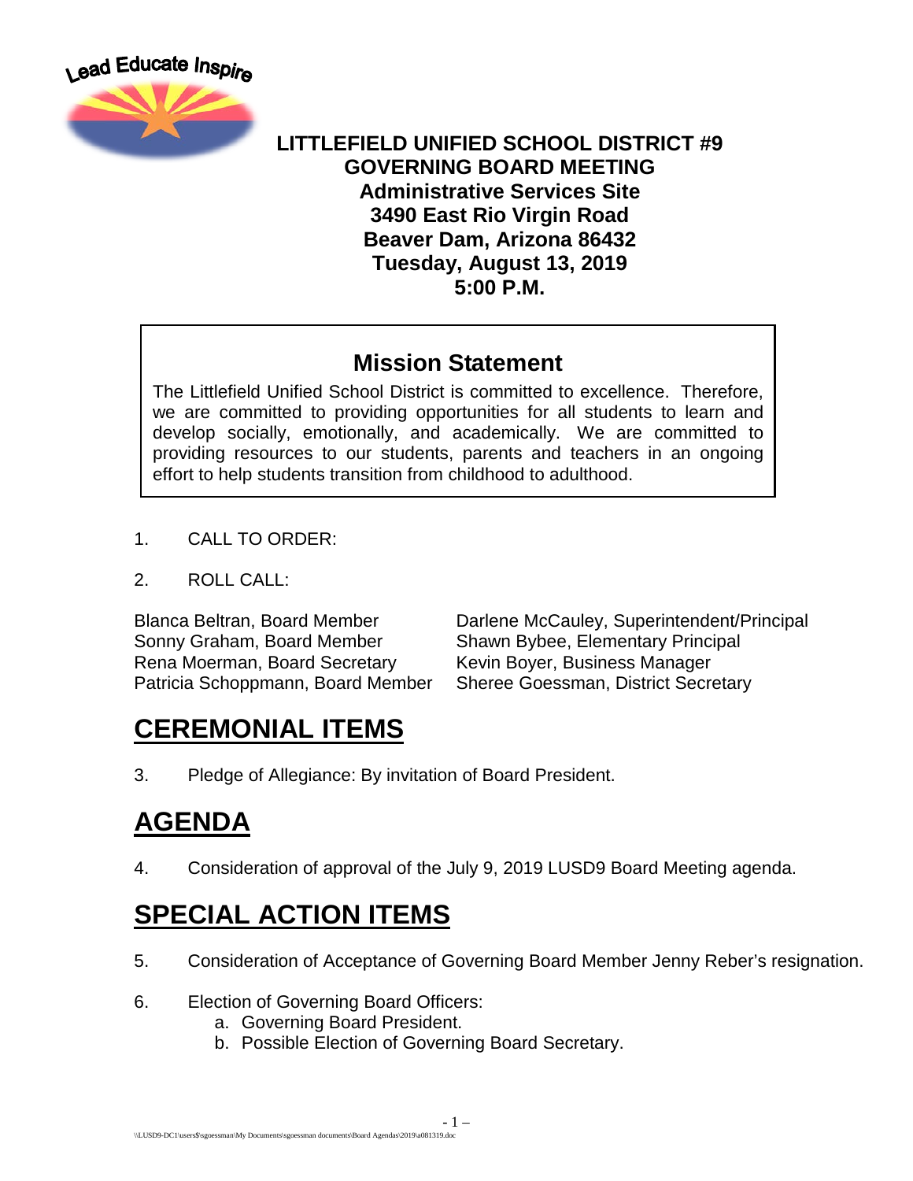Lead Educate Inspire

**LITTLEFIELD UNIFIED SCHOOL DISTRICT #9**
**GOVERNING BOARD MEETING**
**Administrative Services Site**
**3490 East Rio Virgin Road**
**Beaver Dam, Arizona 86432**
**Tuesday, August 13, 2019**
**5:00 P.M.**

## Mission Statement

The Littlefield Unified School District is committed to excellence. Therefore, we are committed to providing opportunities for all students to learn and develop socially, emotionally, and academically. We are committed to providing resources to our students, parents and teachers in an ongoing effort to help students transition from childhood to adulthood.

1. CALL TO ORDER:

2. ROLL CALL:

Blanca Beltran, Board Member
Sonny Graham, Board Member
Rena Moerman, Board Secretary
Patricia Schoppmann, Board Member

Darlene McCauley, Superintendent/Principal
Shawn Bybee, Elementary Principal
Kevin Boyer, Business Manager
Sheree Goessman, District Secretary

# CEREMONIAL ITEMS

3. Pledge of Allegiance: By invitation of Board President.

# AGENDA

4. Consideration of approval of the July 9, 2019 LUSD9 Board Meeting agenda.

# SPECIAL ACTION ITEMS

5. Consideration of Acceptance of Governing Board Member Jenny Reber's resignation.

6. Election of Governing Board Officers:
   a. Governing Board President.
   b. Possible Election of Governing Board Secretary.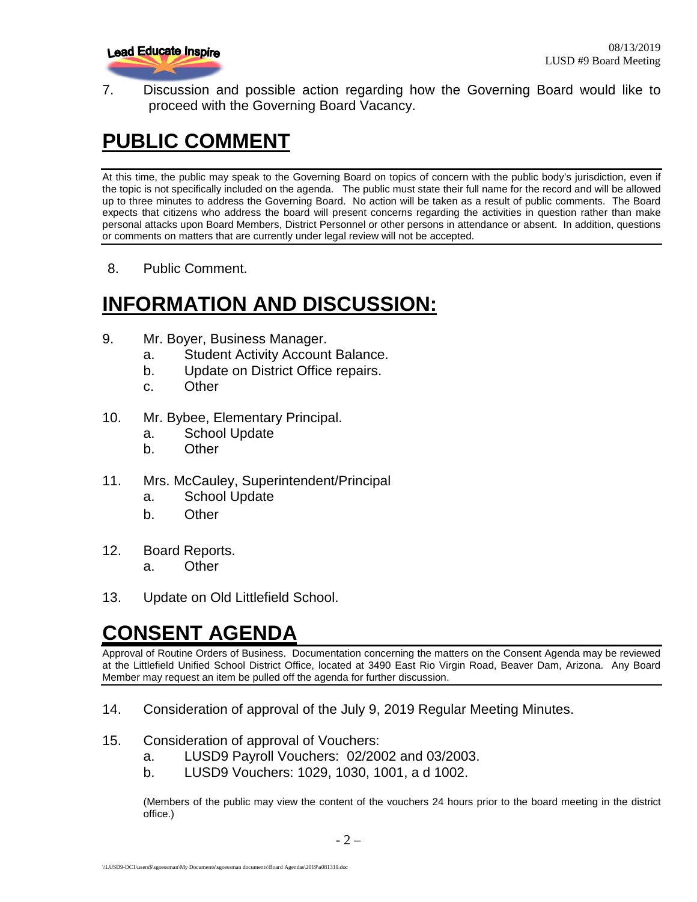7. Discussion and possible action regarding how the Governing Board would like to proceed with the Governing Board Vacancy.

# PUBLIC COMMENT

At this time, the public may speak to the Governing Board on topics of concern with the public body's jurisdiction, even if the topic is not specifically included on the agenda. The public must state their full name for the record and will be allowed up to three minutes to address the Governing Board. No action will be taken as a result of public comments. The Board expects that citizens who address the board will present concerns regarding the activities in question rather than make personal attacks upon Board Members, District Personnel or other persons in attendance or absent. In addition, questions or comments on matters that are currently under legal review will not be accepted.

8. Public Comment.

# INFORMATION AND DISCUSSION:

9. Mr. Boyer, Business Manager.
   a. Student Activity Account Balance.
   b. Update on District Office repairs.
   c. Other

10. Mr. Bybee, Elementary Principal.
    a. School Update
    b. Other

11. Mrs. McCauley, Superintendent/Principal
    a. School Update
    b. Other

12. Board Reports.
    a. Other

13. Update on Old Littlefield School.

# CONSENT AGENDA

Approval of Routine Orders of Business. Documentation concerning the matters on the Consent Agenda may be reviewed at the Littlefield Unified School District Office, located at 3490 East Rio Virgin Road, Beaver Dam, Arizona. Any Board Member may request an item be pulled off the agenda for further discussion.

14. Consideration of approval of the July 9, 2019 Regular Meeting Minutes.

15. Consideration of approval of Vouchers:
    a. LUSD9 Payroll Vouchers: 02/2002 and 03/2003.
    b. LUSD9 Vouchers: 1029, 1030, 1001, a d 1002.

    (Members of the public may view the content of the vouchers 24 hours prior to the board meeting in the district office.)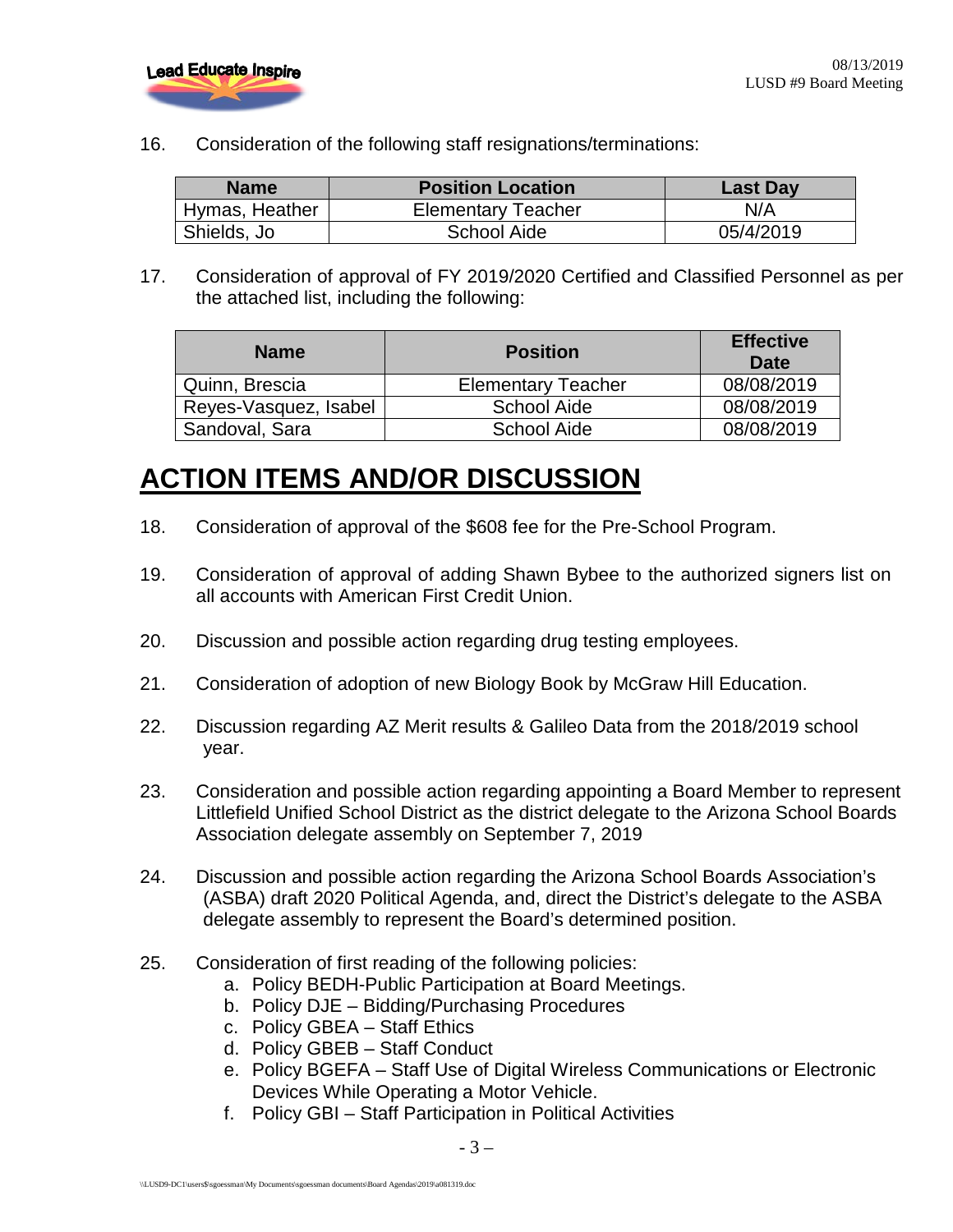16. Consideration of the following staff resignations/terminations:

| Name | Position Location | Last Day |
| --- | --- | --- |
| Hymas, Heather | Elementary Teacher | N/A |
| Shields, Jo | School Aide | 05/4/2019 |

17. Consideration of approval of FY 2019/2020 Certified and Classified Personnel as per the attached list, including the following:

| Name | Position | Effective Date |
| --- | --- | --- |
| Quinn, Brescia | Elementary Teacher | 08/08/2019 |
| Reyes-Vasquez, Isabel | School Aide | 08/08/2019 |
| Sandoval, Sara | School Aide | 08/08/2019 |

# ACTION ITEMS AND/OR DISCUSSION

18. Consideration of approval of the $608 fee for the Pre-School Program.

19. Consideration of approval of adding Shawn Bybee to the authorized signers list on all accounts with American First Credit Union.

20. Discussion and possible action regarding drug testing employees.

21. Consideration of adoption of new Biology Book by McGraw Hill Education.

22. Discussion regarding AZ Merit results & Galileo Data from the 2018/2019 school year.

23. Consideration and possible action regarding appointing a Board Member to represent Littlefield Unified School District as the district delegate to the Arizona School Boards Association delegate assembly on September 7, 2019

24. Discussion and possible action regarding the Arizona School Boards Association's (ASBA) draft 2020 Political Agenda, and, direct the District's delegate to the ASBA delegate assembly to represent the Board's determined position.

25. Consideration of first reading of the following policies:
    a. Policy BEDH-Public Participation at Board Meetings.
    b. Policy DJE – Bidding/Purchasing Procedures
    c. Policy GBEA – Staff Ethics
    d. Policy GBEB – Staff Conduct
    e. Policy BGEFA – Staff Use of Digital Wireless Communications or Electronic Devices While Operating a Motor Vehicle.
    f. Policy GBI – Staff Participation in Political Activities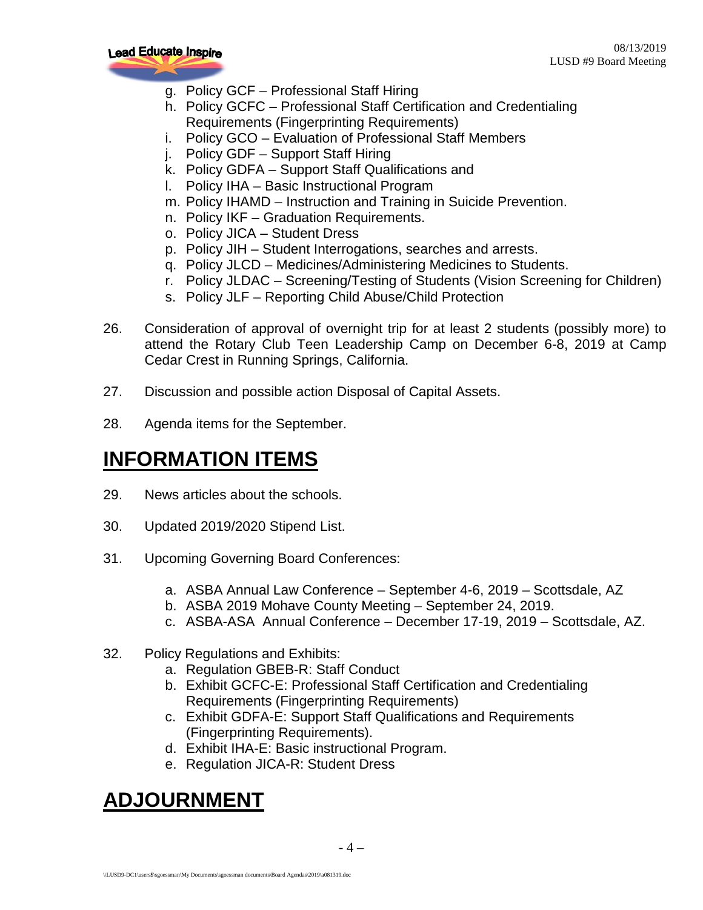g. Policy GCF – Professional Staff Hiring
h. Policy GCFC – Professional Staff Certification and Credentialing Requirements (Fingerprinting Requirements)
i. Policy GCO – Evaluation of Professional Staff Members
j. Policy GDF – Support Staff Hiring
k. Policy GDFA – Support Staff Qualifications and
l. Policy IHA – Basic Instructional Program
m. Policy IHAMD – Instruction and Training in Suicide Prevention.
n. Policy IKF – Graduation Requirements.
o. Policy JICA – Student Dress
p. Policy JIH – Student Interrogations, searches and arrests.
q. Policy JLCD – Medicines/Administering Medicines to Students.
r. Policy JLDAC – Screening/Testing of Students (Vision Screening for Children)
s. Policy JLF – Reporting Child Abuse/Child Protection

26. Consideration of approval of overnight trip for at least 2 students (possibly more) to attend the Rotary Club Teen Leadership Camp on December 6-8, 2019 at Camp Cedar Crest in Running Springs, California.

27. Discussion and possible action Disposal of Capital Assets.

28. Agenda items for the September.

# INFORMATION ITEMS

29. News articles about the schools.

30. Updated 2019/2020 Stipend List.

31. Upcoming Governing Board Conferences:

    a. ASBA Annual Law Conference – September 4-6, 2019 – Scottsdale, AZ
    b. ASBA 2019 Mohave County Meeting – September 24, 2019.
    c. ASBA-ASA Annual Conference – December 17-19, 2019 – Scottsdale, AZ.

32. Policy Regulations and Exhibits:
    a. Regulation GBEB-R: Staff Conduct
    b. Exhibit GCFC-E: Professional Staff Certification and Credentialing Requirements (Fingerprinting Requirements)
    c. Exhibit GDFA-E: Support Staff Qualifications and Requirements (Fingerprinting Requirements).
    d. Exhibit IHA-E: Basic instructional Program.
    e. Regulation JICA-R: Student Dress

# ADJOURNMENT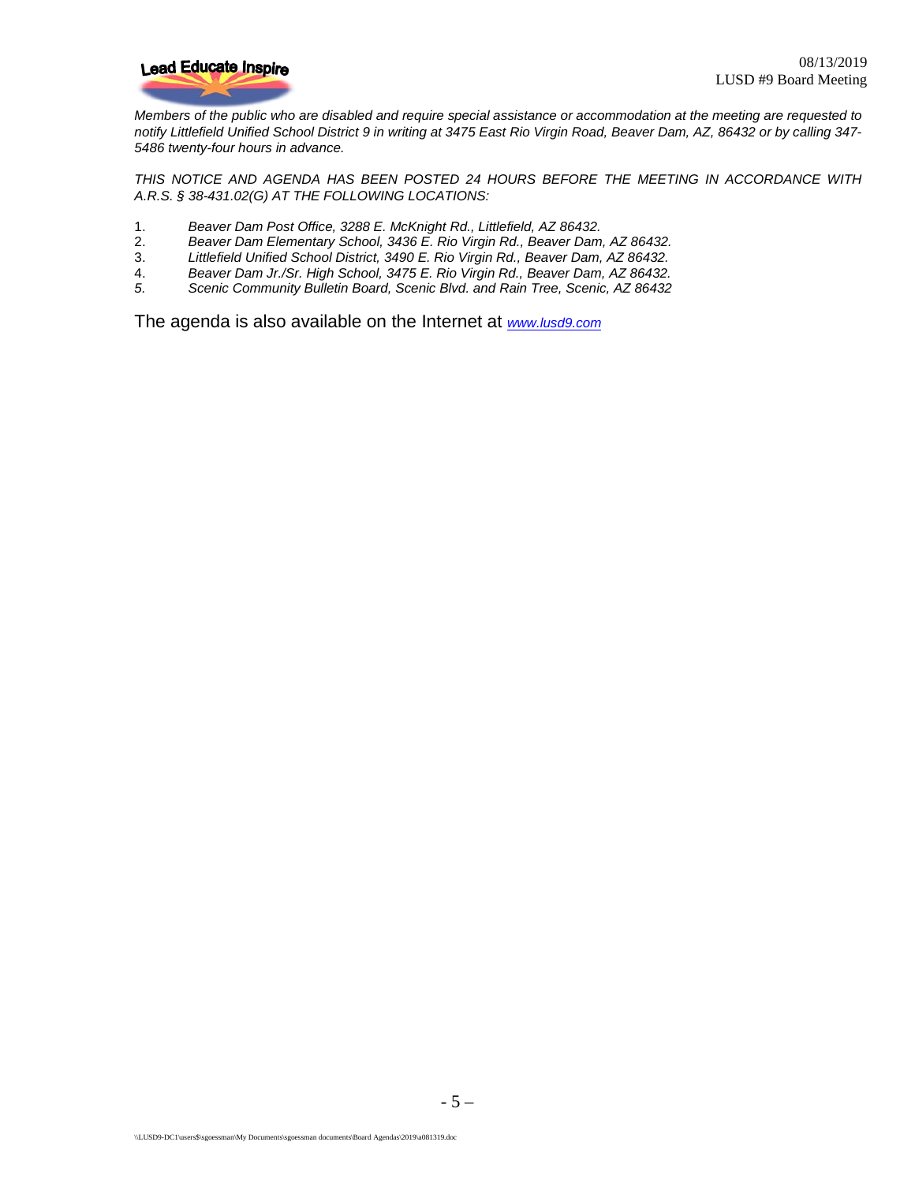*Members of the public who are disabled and require special assistance or accommodation at the meeting are requested to notify Littlefield Unified School District 9 in writing at 3475 East Rio Virgin Road, Beaver Dam, AZ, 86432 or by calling 347-5486 twenty-four hours in advance.*

*THIS NOTICE AND AGENDA HAS BEEN POSTED 24 HOURS BEFORE THE MEETING IN ACCORDANCE WITH A.R.S. § 38-431.02(G) AT THE FOLLOWING LOCATIONS:*

1. *Beaver Dam Post Office, 3288 E. McKnight Rd., Littlefield, AZ 86432.*
2. *Beaver Dam Elementary School, 3436 E. Rio Virgin Rd., Beaver Dam, AZ 86432.*
3. *Littlefield Unified School District, 3490 E. Rio Virgin Rd., Beaver Dam, AZ 86432.*
4. *Beaver Dam Jr./Sr. High School, 3475 E. Rio Virgin Rd., Beaver Dam, AZ 86432.*
5. *Scenic Community Bulletin Board, Scenic Blvd. and Rain Tree, Scenic, AZ 86432*

The agenda is also available on the Internet at *www.lusd9.com*